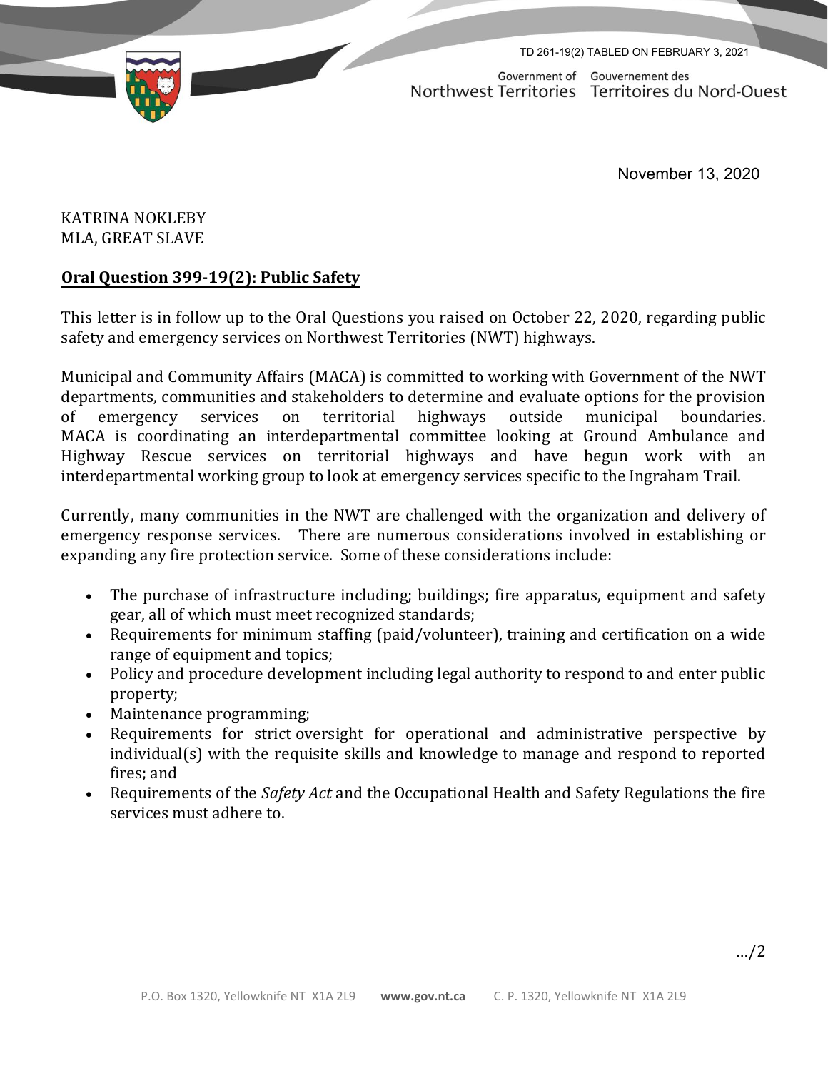TD 261-19(2) TABLED ON FEBRUARY 3, 2021

Government of Northwest Territories / Gouvernement des Territoires du Nord-Ouest

November 13, 2020

KATRINA NOKLEBY
MLA, GREAT SLAVE

**Oral Question 399-19(2): Public Safety**

This letter is in follow up to the Oral Questions you raised on October 22, 2020, regarding public safety and emergency services on Northwest Territories (NWT) highways.

Municipal and Community Affairs (MACA) is committed to working with Government of the NWT departments, communities and stakeholders to determine and evaluate options for the provision of emergency services on territorial highways outside municipal boundaries. MACA is coordinating an interdepartmental committee looking at Ground Ambulance and Highway Rescue services on territorial highways and have begun work with an interdepartmental working group to look at emergency services specific to the Ingraham Trail.

Currently, many communities in the NWT are challenged with the organization and delivery of emergency response services. There are numerous considerations involved in establishing or expanding any fire protection service. Some of these considerations include:

- The purchase of infrastructure including; buildings; fire apparatus, equipment and safety gear, all of which must meet recognized standards;
- Requirements for minimum staffing (paid/volunteer), training and certification on a wide range of equipment and topics;
- Policy and procedure development including legal authority to respond to and enter public property;
- Maintenance programming;
- Requirements for strict oversight for operational and administrative perspective by individual(s) with the requisite skills and knowledge to manage and respond to reported fires; and
- Requirements of the *Safety Act* and the Occupational Health and Safety Regulations the fire services must adhere to.

…/2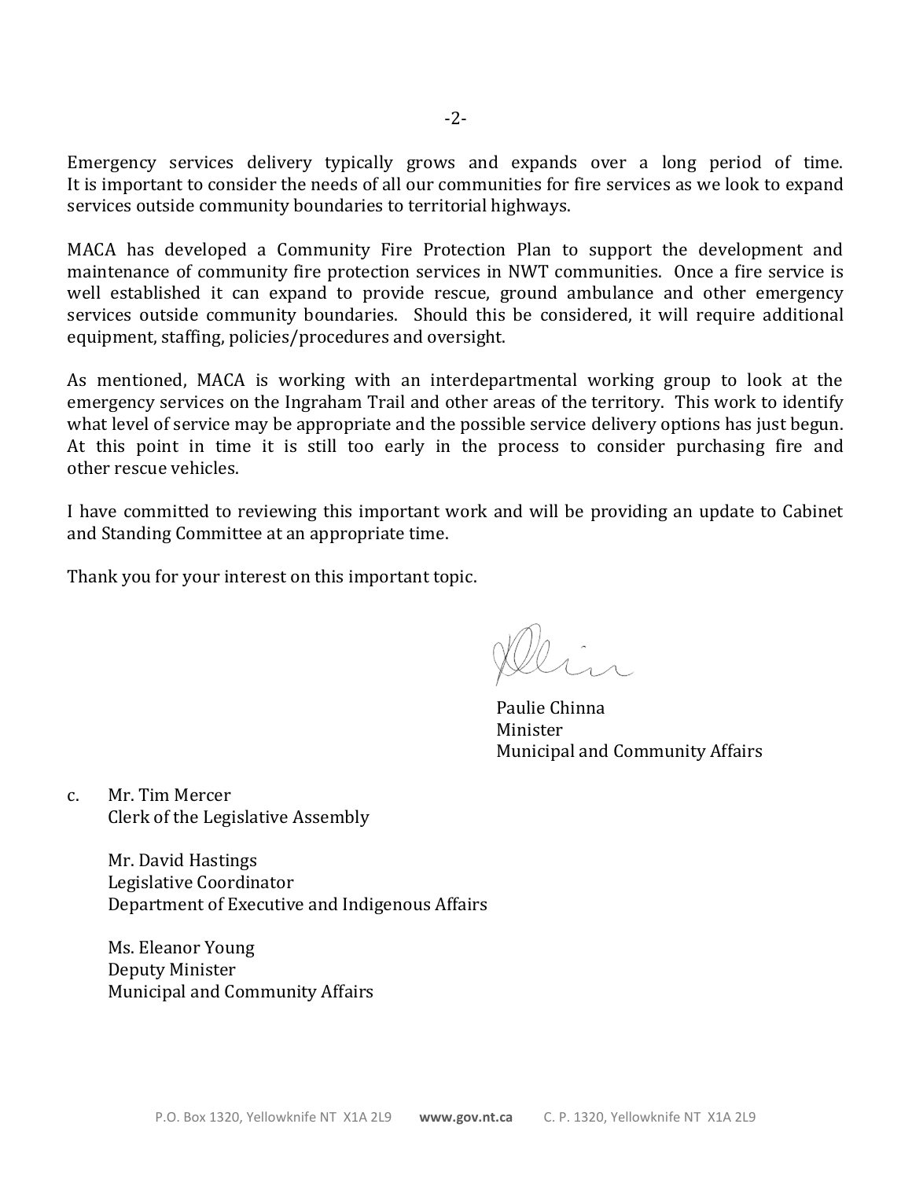Emergency services delivery typically grows and expands over a long period of time. It is important to consider the needs of all our communities for fire services as we look to expand services outside community boundaries to territorial highways.

MACA has developed a Community Fire Protection Plan to support the development and maintenance of community fire protection services in NWT communities. Once a fire service is well established it can expand to provide rescue, ground ambulance and other emergency services outside community boundaries. Should this be considered, it will require additional equipment, staffing, policies/procedures and oversight.

As mentioned, MACA is working with an interdepartmental working group to look at the emergency services on the Ingraham Trail and other areas of the territory. This work to identify what level of service may be appropriate and the possible service delivery options has just begun. At this point in time it is still too early in the process to consider purchasing fire and other rescue vehicles.

I have committed to reviewing this important work and will be providing an update to Cabinet and Standing Committee at an appropriate time.

Thank you for your interest on this important topic.

Paulie Chinna
Minister
Municipal and Community Affairs

c. Mr. Tim Mercer
Clerk of the Legislative Assembly

Mr. David Hastings
Legislative Coordinator
Department of Executive and Indigenous Affairs

Ms. Eleanor Young
Deputy Minister
Municipal and Community Affairs